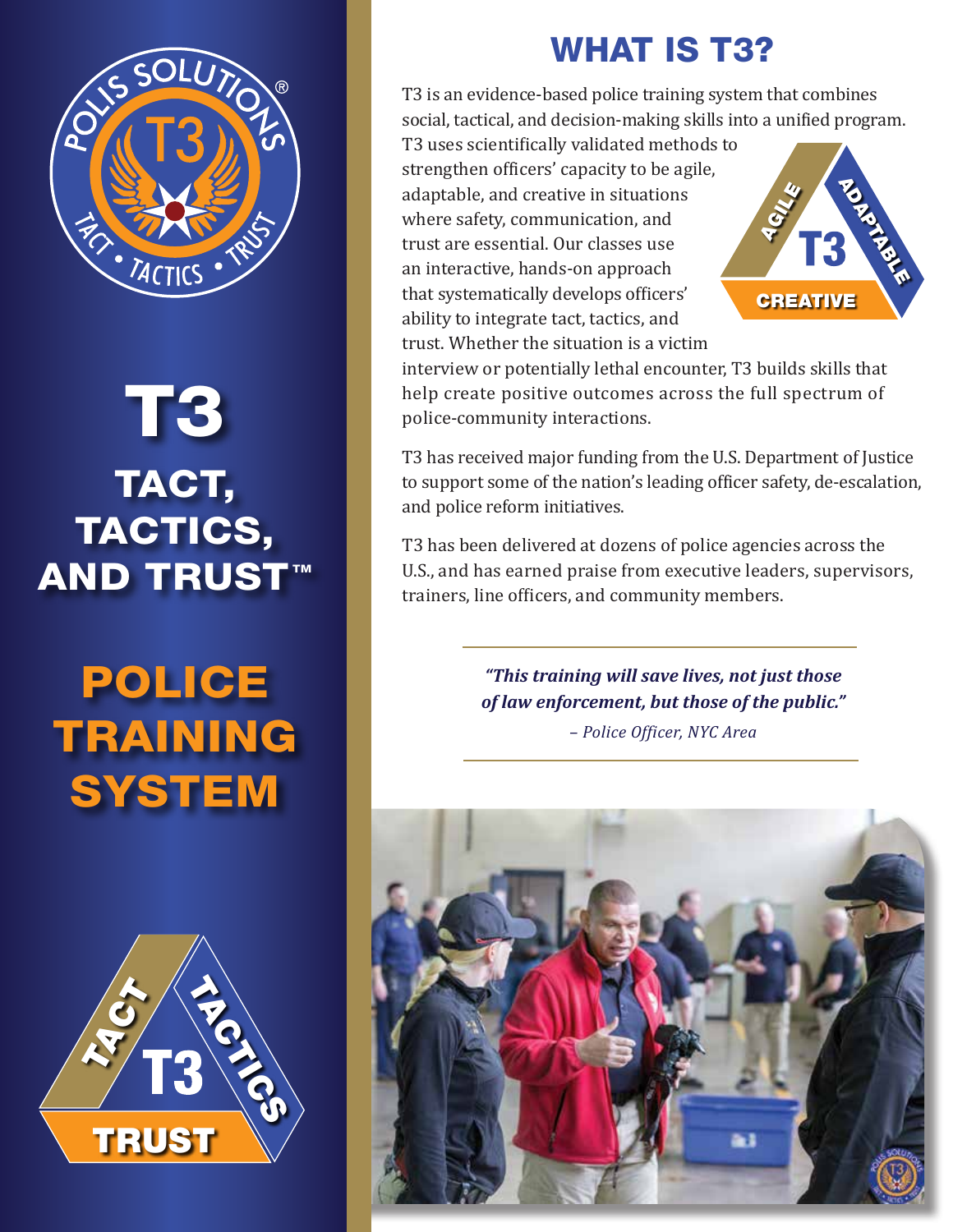# T3

## TACT, TACTICS, AND TRUST™

## POLICE TRAINING SYSTEM

## WHAT IS T3?

T3 is an evidence-based police training system that combines social, tactical, and decision-making skills into a unified program. T3 uses scientifically validated methods to strengthen officers' capacity to be agile, adaptable, and creative in situations where safety, communication, and trust are essential. Our classes use an interactive, hands-on approach that systematically develops officers' ability to integrate tact, tactics, and trust. Whether the situation is a victim interview or potentially lethal encounter, T3 builds skills that help create positive outcomes across the full spectrum of police-community interactions.

T3 has received major funding from the U.S. Department of Justice to support some of the nation's leading officer safety, de-escalation, and police reform initiatives.

T3 has been delivered at dozens of police agencies across the U.S., and has earned praise from executive leaders, supervisors, trainers, line officers, and community members.

> ***"This training will save lives, not just those of law enforcement, but those of the public."***
>
> *– Police Officer, NYC Area*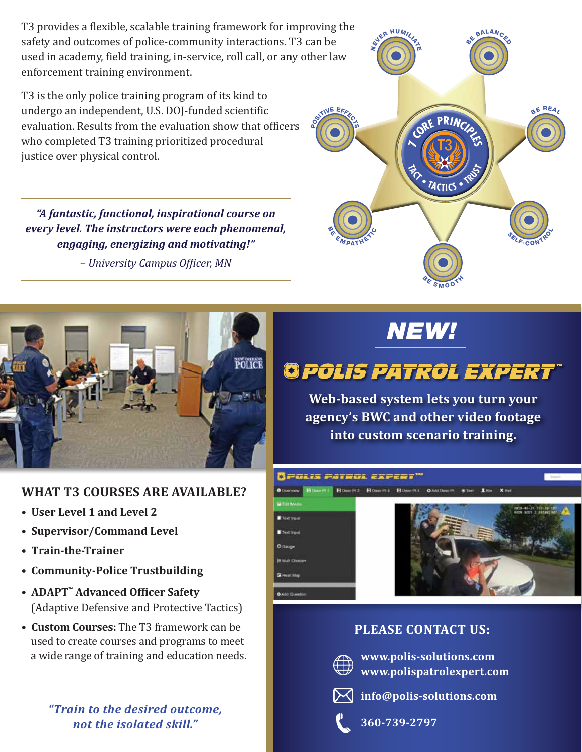T3 provides a flexible, scalable training framework for improving the safety and outcomes of police-community interactions. T3 can be used in academy, field training, in-service, roll call, or any other law enforcement training environment.

T3 is the only police training program of its kind to undergo an independent, U.S. DOJ-funded scientific evaluation. Results from the evaluation show that officers who completed T3 training prioritized procedural justice over physical control.

7 CORE PRINCIPLES

T3

TACT • TACTICS • TRUST

NEVER HUMILIATE

BE BALANCED

POSITIVE EFFECTS

BE REAL

BE EMPATHETIC

SELF-CONTROL

BE SMOOTH

*"A fantastic, functional, inspirational course on every level. The instructors were each phenomenal, engaging, energizing and motivating!"*

*– University Campus Officer, MN*

## WHAT T3 COURSES ARE AVAILABLE?

- **User Level 1 and Level 2**
- **Supervisor/Command Level**
- **Train-the-Trainer**
- **Community-Police Trustbuilding**
- **ADAPT™ Advanced Officer Safety** (Adaptive Defensive and Protective Tactics)
- **Custom Courses:** The T3 framework can be used to create courses and programs to meet a wide range of training and education needs.

***"Train to the desired outcome, not the isolated skill."***

# NEW!

## POLIS PATROL EXPERT™

**Web-based system lets you turn your agency's BWC and other video footage into custom scenario training.**

### PLEASE CONTACT US:

**www.polis-solutions.com**
**www.polispatrolexpert.com**

**info@polis-solutions.com**

**360-739-2797**